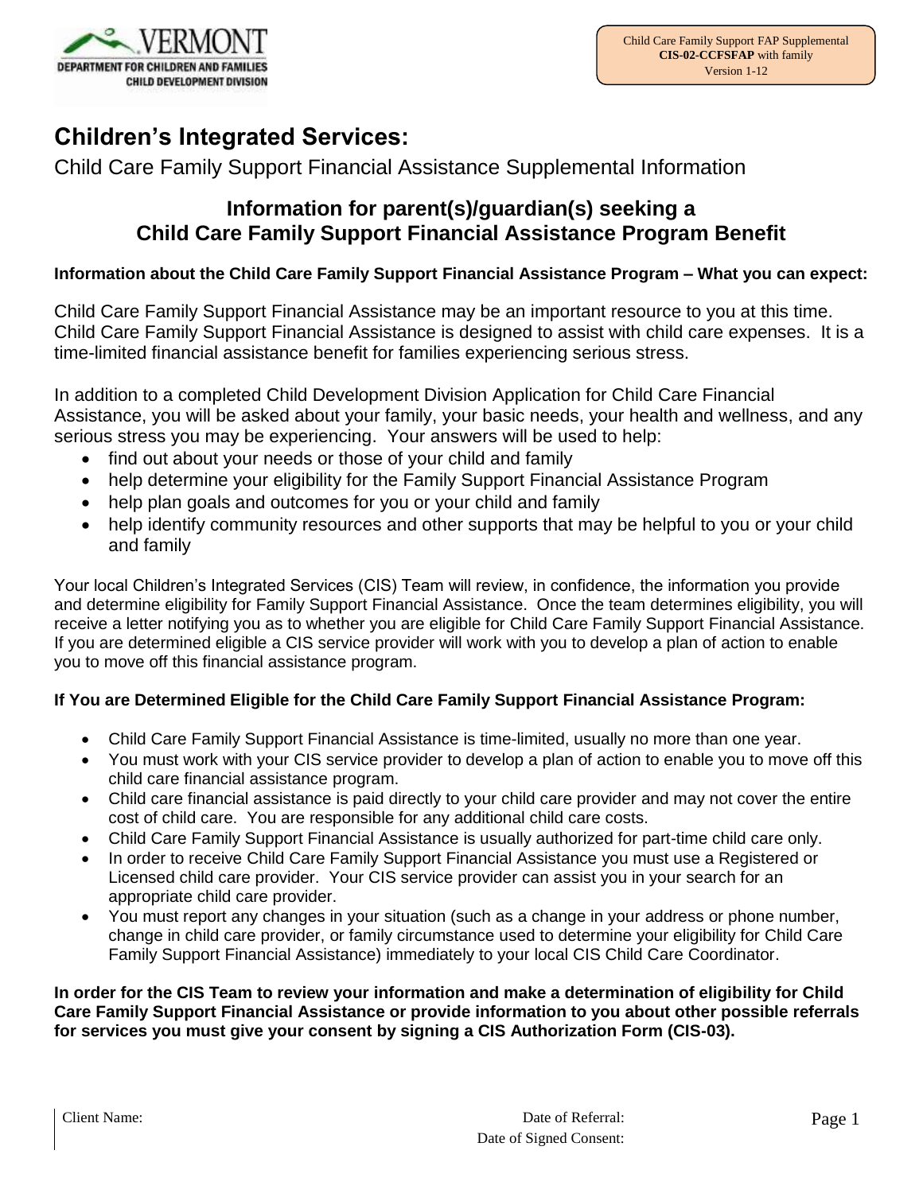VERMONT
DEPARTMENT FOR CHILDREN AND FAMILIES
CHILD DEVELOPMENT DIVISION

Child Care Family Support FAP Supplemental
**CIS-02-CCFSFAP** with family
Version 1-12

# Children's Integrated Services:

Child Care Family Support Financial Assistance Supplemental Information

## Information for parent(s)/guardian(s) seeking a Child Care Family Support Financial Assistance Program Benefit

**Information about the Child Care Family Support Financial Assistance Program – What you can expect:**

Child Care Family Support Financial Assistance may be an important resource to you at this time. Child Care Family Support Financial Assistance is designed to assist with child care expenses. It is a time-limited financial assistance benefit for families experiencing serious stress.

In addition to a completed Child Development Division Application for Child Care Financial Assistance, you will be asked about your family, your basic needs, your health and wellness, and any serious stress you may be experiencing. Your answers will be used to help:

- find out about your needs or those of your child and family
- help determine your eligibility for the Family Support Financial Assistance Program
- help plan goals and outcomes for you or your child and family
- help identify community resources and other supports that may be helpful to you or your child and family

Your local Children's Integrated Services (CIS) Team will review, in confidence, the information you provide and determine eligibility for Family Support Financial Assistance. Once the team determines eligibility, you will receive a letter notifying you as to whether you are eligible for Child Care Family Support Financial Assistance. If you are determined eligible a CIS service provider will work with you to develop a plan of action to enable you to move off this financial assistance program.

**If You are Determined Eligible for the Child Care Family Support Financial Assistance Program:**

- Child Care Family Support Financial Assistance is time-limited, usually no more than one year.
- You must work with your CIS service provider to develop a plan of action to enable you to move off this child care financial assistance program.
- Child care financial assistance is paid directly to your child care provider and may not cover the entire cost of child care. You are responsible for any additional child care costs.
- Child Care Family Support Financial Assistance is usually authorized for part-time child care only.
- In order to receive Child Care Family Support Financial Assistance you must use a Registered or Licensed child care provider. Your CIS service provider can assist you in your search for an appropriate child care provider.
- You must report any changes in your situation (such as a change in your address or phone number, change in child care provider, or family circumstance used to determine your eligibility for Child Care Family Support Financial Assistance) immediately to your local CIS Child Care Coordinator.

**In order for the CIS Team to review your information and make a determination of eligibility for Child Care Family Support Financial Assistance or provide information to you about other possible referrals for services you must give your consent by signing a CIS Authorization Form (CIS-03).**

Client Name:

Date of Referral:

Date of Signed Consent: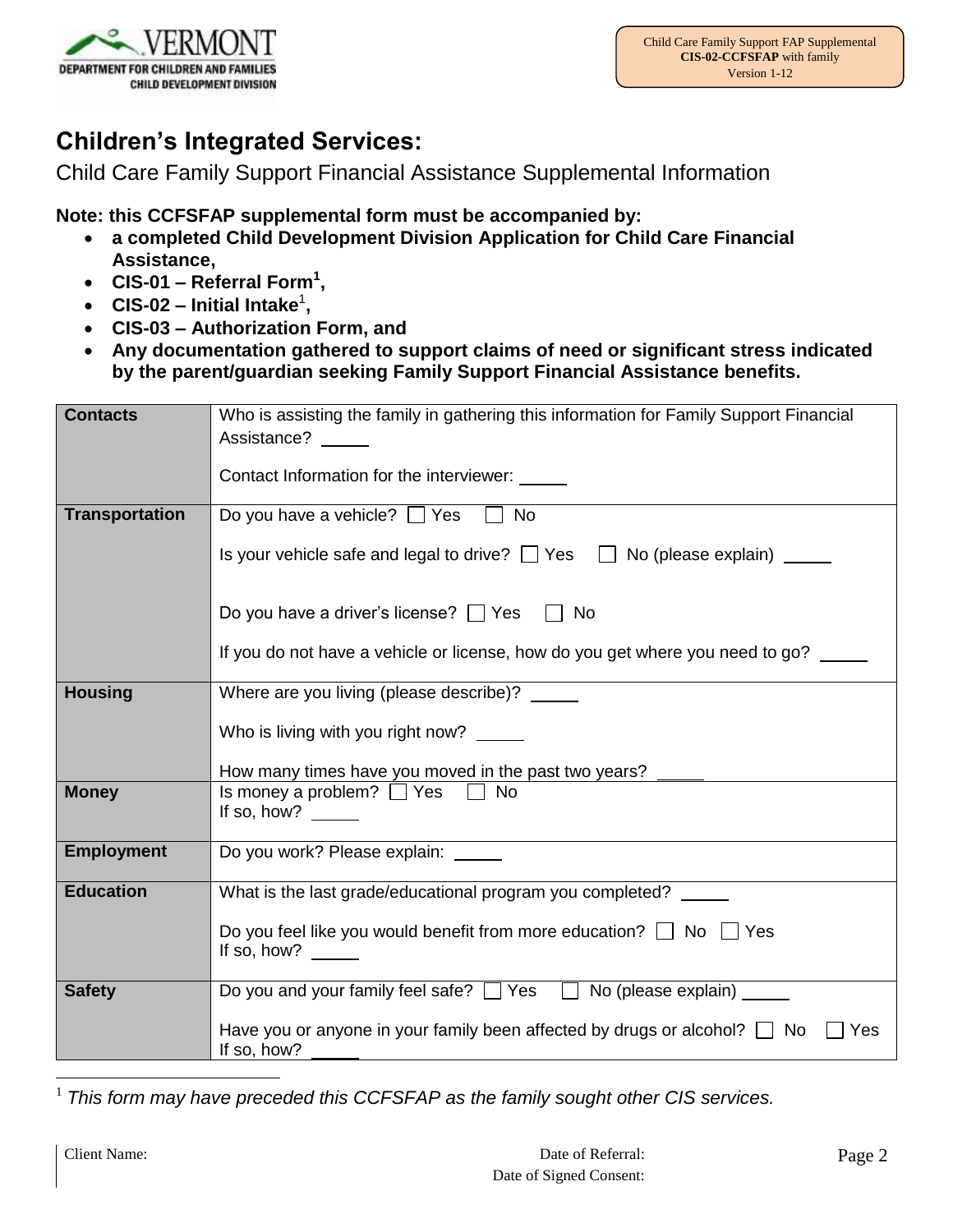Child Care Family Support FAP Supplemental
**CIS-02-CCFSFAP** with family
Version 1-12

# Children's Integrated Services:

Child Care Family Support Financial Assistance Supplemental Information

**Note: this CCFSFAP supplemental form must be accompanied by:**

- **a completed Child Development Division Application for Child Care Financial Assistance,**
- **CIS-01 – Referral Form[1],**
- **CIS-02 – Initial Intake[1],**
- **CIS-03 – Authorization Form, and**
- **Any documentation gathered to support claims of need or significant stress indicated by the parent/guardian seeking Family Support Financial Assistance benefits.**

| | |
|---|---|
| **Contacts** | Who is assisting the family in gathering this information for Family Support Financial Assistance? _____<br><br>Contact Information for the interviewer: _____ |
| **Transportation** | Do you have a vehicle? ☐ Yes ☐ No<br><br>Is your vehicle safe and legal to drive? ☐ Yes ☐ No (please explain) _____<br><br>Do you have a driver's license? ☐ Yes ☐ No<br><br>If you do not have a vehicle or license, how do you get where you need to go? _____ |
| **Housing** | Where are you living (please describe)? _____<br><br>Who is living with you right now? _____<br><br>How many times have you moved in the past two years? _____ |
| **Money** | Is money a problem? ☐ Yes ☐ No<br>If so, how? _____ |
| **Employment** | Do you work? Please explain: _____ |
| **Education** | What is the last grade/educational program you completed? _____<br><br>Do you feel like you would benefit from more education? ☐ No ☐ Yes<br>If so, how? _____ |
| **Safety** | Do you and your family feel safe? ☐ Yes ☐ No (please explain) _____<br><br>Have you or anyone in your family been affected by drugs or alcohol? ☐ No ☐ Yes<br>If so, how? _____ |

[1] *This form may have preceded this CCFSFAP as the family sought other CIS services.*

Client Name:

Date of Referral:
Date of Signed Consent: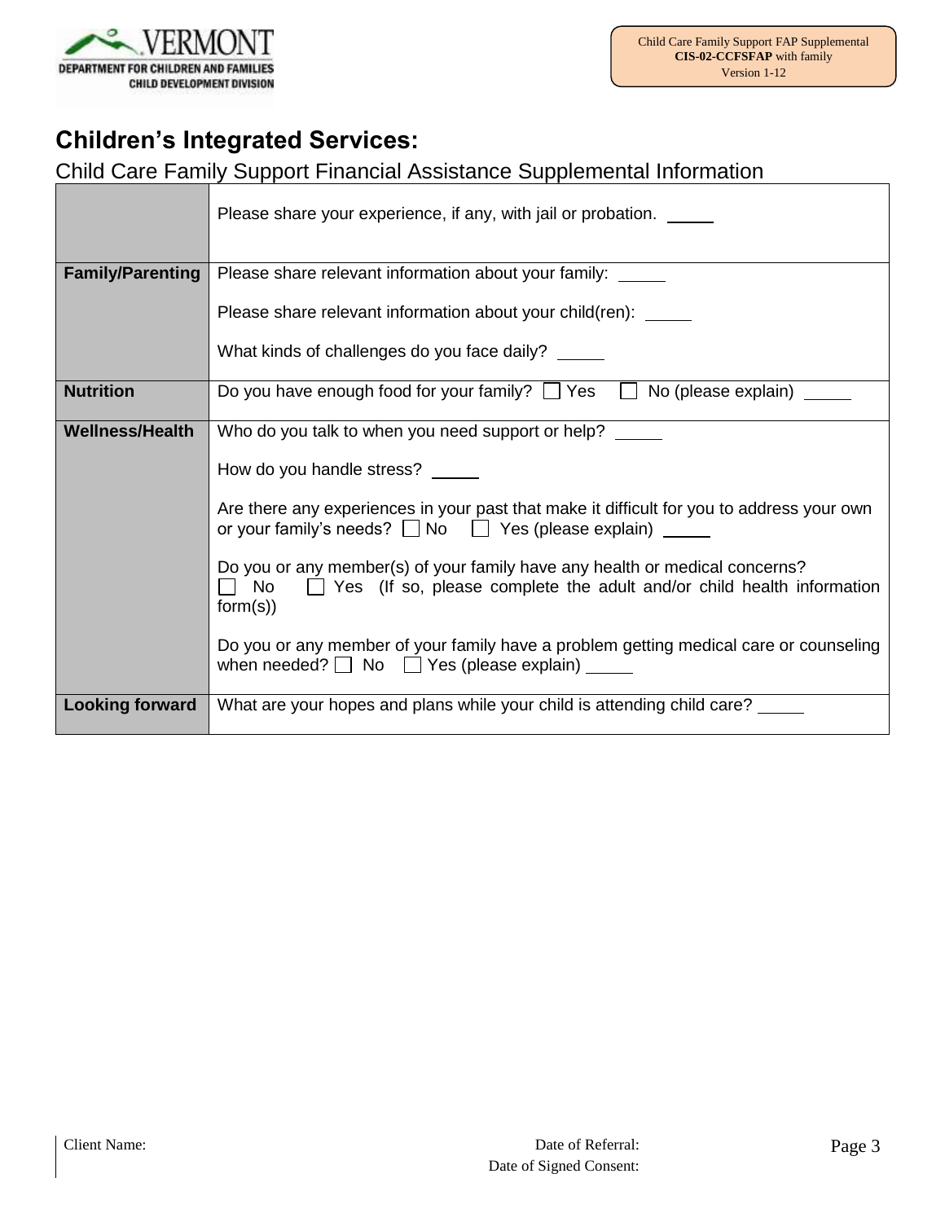# Children's Integrated Services:

Child Care Family Support Financial Assistance Supplemental Information

| | |
|---|---|
| | Please share your experience, if any, with jail or probation. _____ |
| **Family/Parenting** | Please share relevant information about your family: _____<br><br>Please share relevant information about your child(ren): _____<br><br>What kinds of challenges do you face daily? _____ |
| **Nutrition** | Do you have enough food for your family? ☐ Yes ☐ No (please explain) _____ |
| **Wellness/Health** | Who do you talk to when you need support or help? _____<br><br>How do you handle stress? _____<br><br>Are there any experiences in your past that make it difficult for you to address your own or your family's needs? ☐ No ☐ Yes (please explain) _____<br><br>Do you or any member(s) of your family have any health or medical concerns? ☐ No ☐ Yes (If so, please complete the adult and/or child health information form(s))<br><br>Do you or any member of your family have a problem getting medical care or counseling when needed? ☐ No ☐ Yes (please explain) _____ |
| **Looking forward** | What are your hopes and plans while your child is attending child care? _____ |

Client Name:

Date of Referral:
Date of Signed Consent: